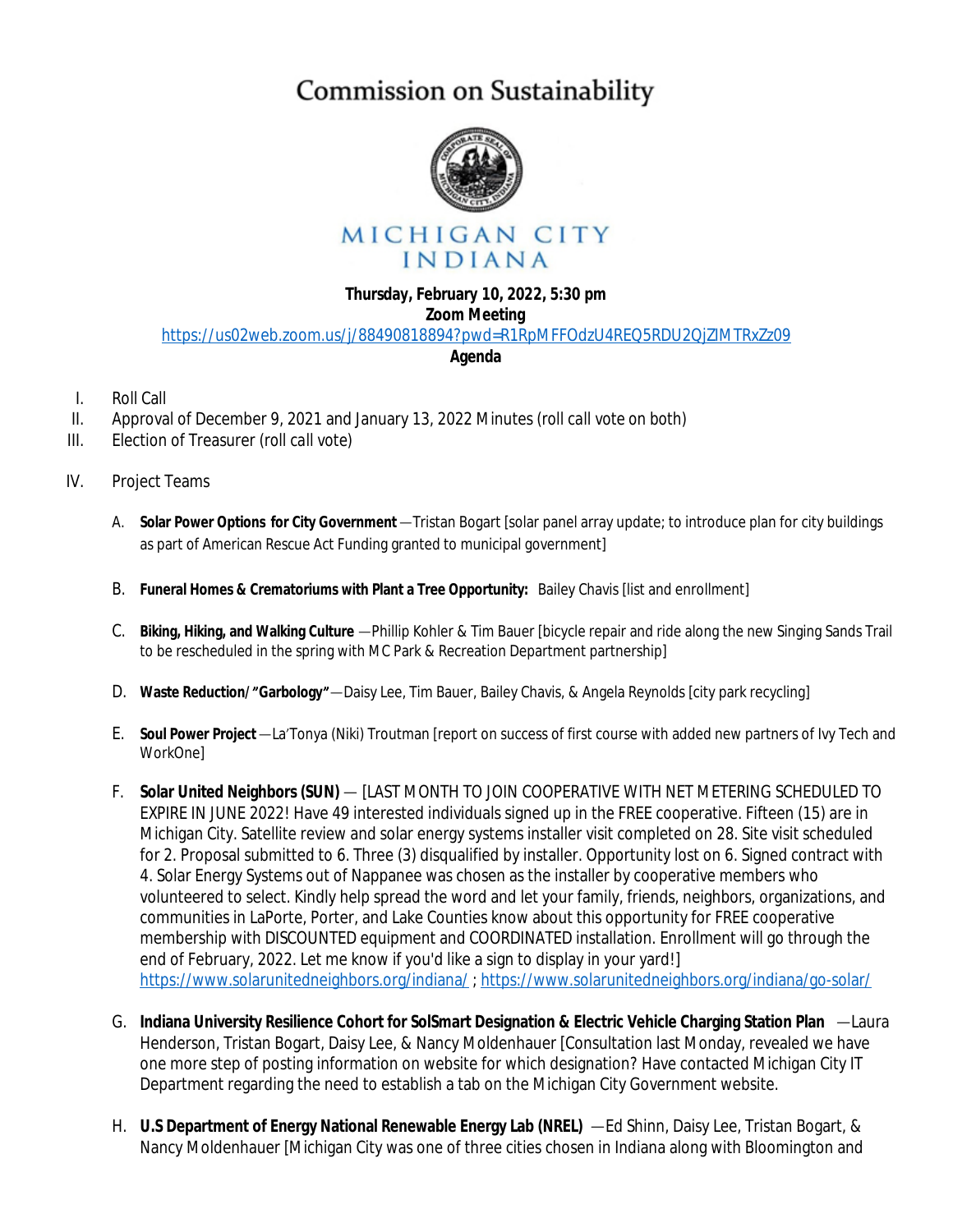# Commission on Sustainability

MICHIGAN CITY
INDIANA

**Thursday, February 10, 2022, 5:30 pm**
**Zoom Meeting**
https://us02web.zoom.us/j/88490818894?pwd=R1RpMFFOdzU4REQ5RDU2QjZlMTRxZz09
**Agenda**

I. Roll Call
II. Approval of December 9, 2021 and January 13, 2022 Minutes (roll call vote on both)
III. Election of Treasurer (roll call vote)

IV. Project Teams

A. **Solar Power Options for City Government** —Tristan Bogart [solar panel array update; to introduce plan for city buildings as part of American Rescue Act Funding granted to municipal government]

B. **Funeral Homes & Crematoriums with Plant a Tree Opportunity:** Bailey Chavis [list and enrollment]

C. **Biking, Hiking, and Walking Culture** —Phillip Kohler & Tim Bauer [bicycle repair and ride along the new Singing Sands Trail to be rescheduled in the spring with MC Park & Recreation Department partnership]

D. **Waste Reduction/"Garbology"**—Daisy Lee, Tim Bauer, Bailey Chavis, & Angela Reynolds [city park recycling]

E. **Soul Power Project**—La'Tonya (Niki) Troutman [report on success of first course with added new partners of Ivy Tech and WorkOne]

F. **Solar United Neighbors (SUN)** — [LAST MONTH TO JOIN COOPERATIVE WITH NET METERING SCHEDULED TO EXPIRE IN JUNE 2022! Have 49 interested individuals signed up in the FREE cooperative. Fifteen (15) are in Michigan City. Satellite review and solar energy systems installer visit completed on 28. Site visit scheduled for 2. Proposal submitted to 6. Three (3) disqualified by installer. Opportunity lost on 6. Signed contract with 4. Solar Energy Systems out of Nappanee was chosen as the installer by cooperative members who volunteered to select. Kindly help spread the word and let your family, friends, neighbors, organizations, and communities in LaPorte, Porter, and Lake Counties know about this opportunity for FREE cooperative membership with DISCOUNTED equipment and COORDINATED installation. Enrollment will go through the end of February, 2022. Let me know if you'd like a sign to display in your yard!]
https://www.solarunitedneighbors.org/indiana/ ; https://www.solarunitedneighbors.org/indiana/go-solar/

G. **Indiana University Resilience Cohort for SolSmart Designation & Electric Vehicle Charging Station Plan** —Laura Henderson, Tristan Bogart, Daisy Lee, & Nancy Moldenhauer [Consultation last Monday, revealed we have one more step of posting information on website for which designation? Have contacted Michigan City IT Department regarding the need to establish a tab on the Michigan City Government website.

H. **U.S Department of Energy National Renewable Energy Lab (NREL)** —Ed Shinn, Daisy Lee, Tristan Bogart, & Nancy Moldenhauer [Michigan City was one of three cities chosen in Indiana along with Bloomington and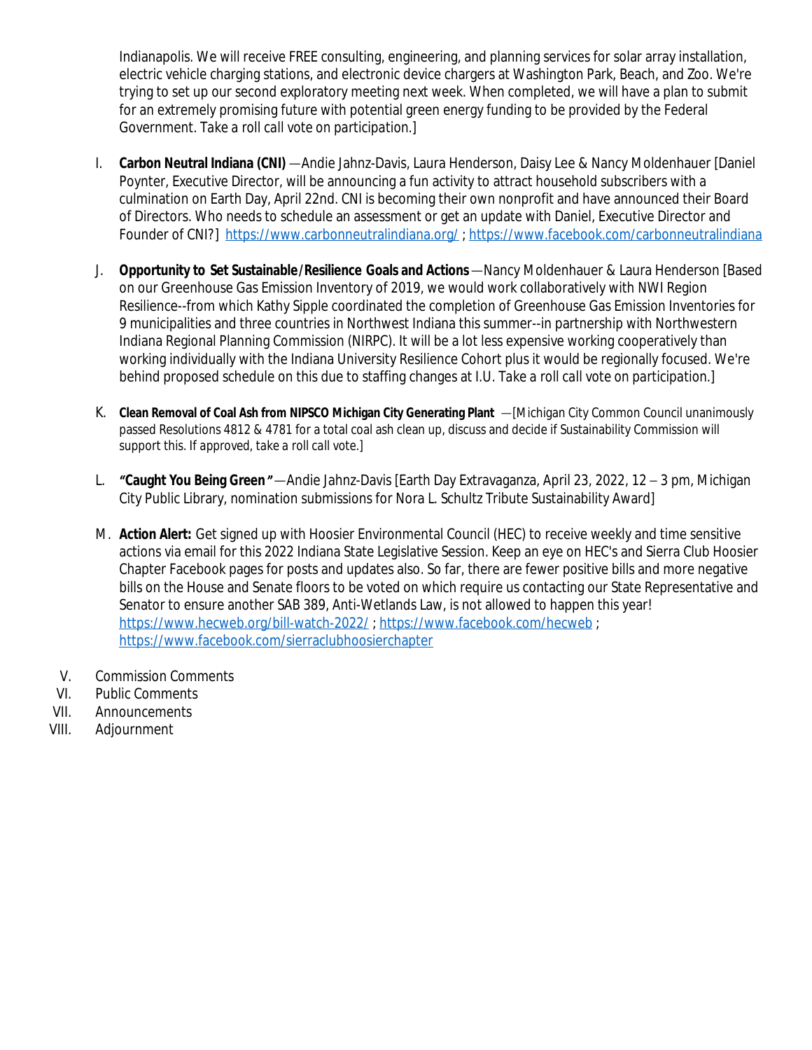Indianapolis. We will receive FREE consulting, engineering, and planning services for solar array installation, electric vehicle charging stations, and electronic device chargers at Washington Park, Beach, and Zoo. We're trying to set up our second exploratory meeting next week. When completed, we will have a plan to submit for an extremely promising future with potential green energy funding to be provided by the Federal Government. *Take a roll call vote on participation.*]

I. **Carbon Neutral Indiana (CNI)** —Andie Jahnz-Davis, Laura Henderson, Daisy Lee & Nancy Moldenhauer [Daniel Poynter, Executive Director, will be announcing a fun activity to attract household subscribers with a culmination on Earth Day, April 22nd. CNI is becoming their own nonprofit and have announced their Board of Directors. Who needs to schedule an assessment or get an update with Daniel, Executive Director and Founder of CNI?] https://www.carbonneutralindiana.org/ ; https://www.facebook.com/carbonneutralindiana

J. **Opportunity to Set Sustainable/Resilience Goals and Actions** —Nancy Moldenhauer & Laura Henderson [Based on our Greenhouse Gas Emission Inventory of 2019, we would work collaboratively with NWI Region Resilience--from which Kathy Sipple coordinated the completion of Greenhouse Gas Emission Inventories for 9 municipalities and three countries in Northwest Indiana this summer--in partnership with Northwestern Indiana Regional Planning Commission (NIRPC). It will be a lot less expensive working cooperatively than working individually with the Indiana University Resilience Cohort plus it would be regionally focused. We're behind proposed schedule on this due to staffing changes at I.U. *Take a roll call vote on participation.*]

K. **Clean Removal of Coal Ash from NIPSCO Michigan City Generating Plant** —[Michigan City Common Council unanimously passed Resolutions 4812 & 4781 for a total coal ash clean up, discuss and decide if Sustainability Commission will support this. *If approved, take a roll call vote.*]

L. **"Caught You Being Green"** —Andie Jahnz-Davis [Earth Day Extravaganza, April 23, 2022, 12 – 3 pm, Michigan City Public Library, nomination submissions for Nora L. Schultz Tribute Sustainability Award]

M. **Action Alert:** Get signed up with Hoosier Environmental Council (HEC) to receive weekly and time sensitive actions via email for this 2022 Indiana State Legislative Session. Keep an eye on HEC's and Sierra Club Hoosier Chapter Facebook pages for posts and updates also. So far, there are fewer positive bills and more negative bills on the House and Senate floors to be voted on which require us contacting our State Representative and Senator to ensure another SAB 389, Anti-Wetlands Law, is not allowed to happen this year! https://www.hecweb.org/bill-watch-2022/ ; https://www.facebook.com/hecweb ; https://www.facebook.com/sierraclubhoosierchapter

V. Commission Comments

VI. Public Comments

VII. Announcements

VIII. Adjournment